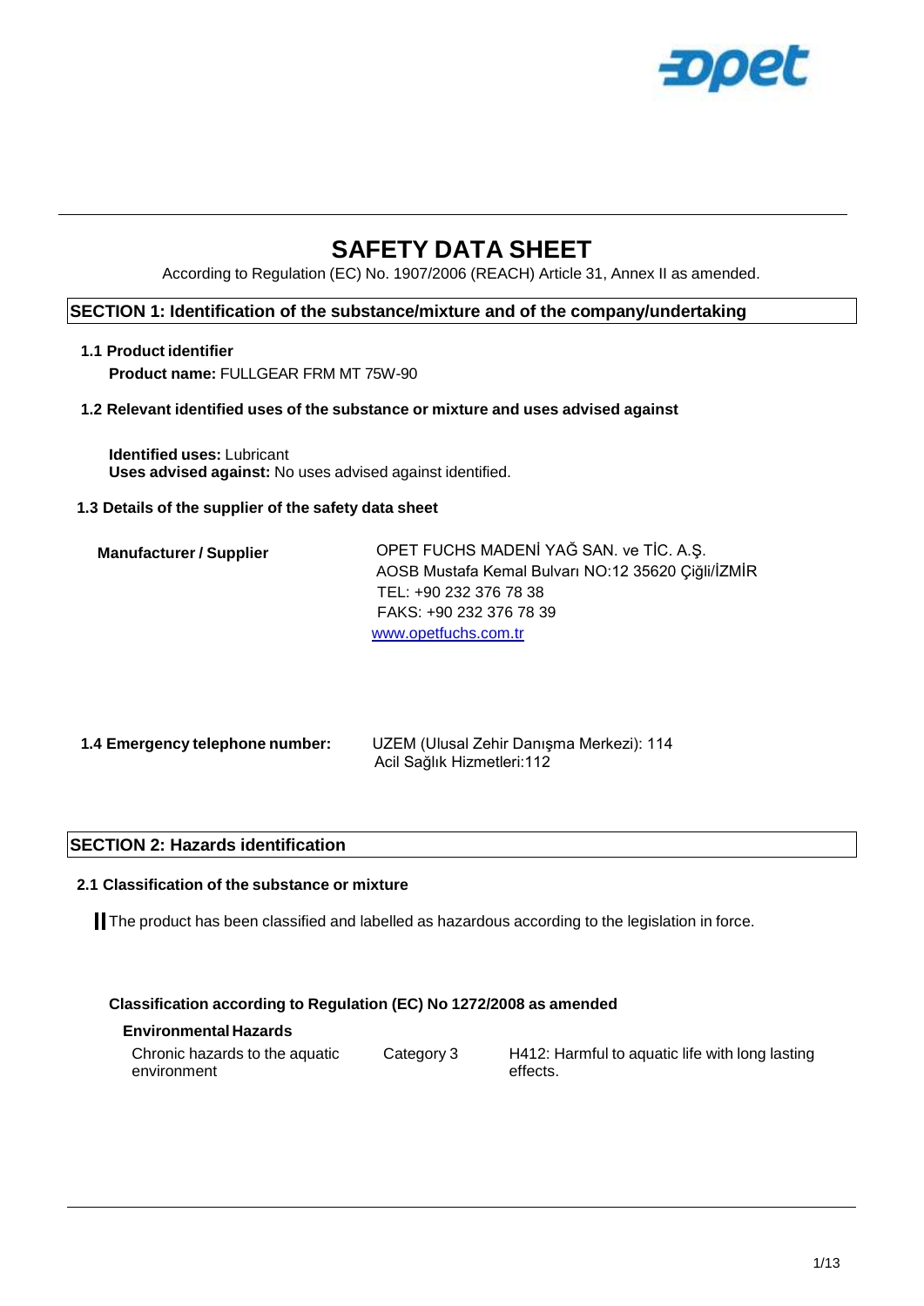# SAFETY DATA SHEET

According to Regulation (EC) No. 1907/2006 (REACH) Article 31, Annex II as amended.

## SECTION 1: Identification of the substance/mixture and of the company/undertaking

### 1.1 Product identifier

**Product name:** FULLGEAR FRM MT 75W-90

### 1.2 Relevant identified uses of the substance or mixture and uses advised against

**Identified uses:** Lubricant
**Uses advised against:** No uses advised against identified.

### 1.3 Details of the supplier of the safety data sheet

**Manufacturer / Supplier**

OPET FUCHS MADENİ YAĞ SAN. ve TİC. A.Ş.
AOSB Mustafa Kemal Bulvarı NO:12 35620 Çiğli/İZMİR
TEL: +90 232 376 78 38
FAKS: +90 232 376 78 39
www.opetfuchs.com.tr

### 1.4 Emergency telephone number:

UZEM (Ulusal Zehir Danışma Merkezi): 114
Acil Sağlık Hizmetleri:112

## SECTION 2: Hazards identification

### 2.1 Classification of the substance or mixture

The product has been classified and labelled as hazardous according to the legislation in force.

**Classification according to Regulation (EC) No 1272/2008 as amended**

**Environmental Hazards**

| | | |
|---|---|---|
| Chronic hazards to the aquatic environment | Category 3 | H412: Harmful to aquatic life with long lasting effects. |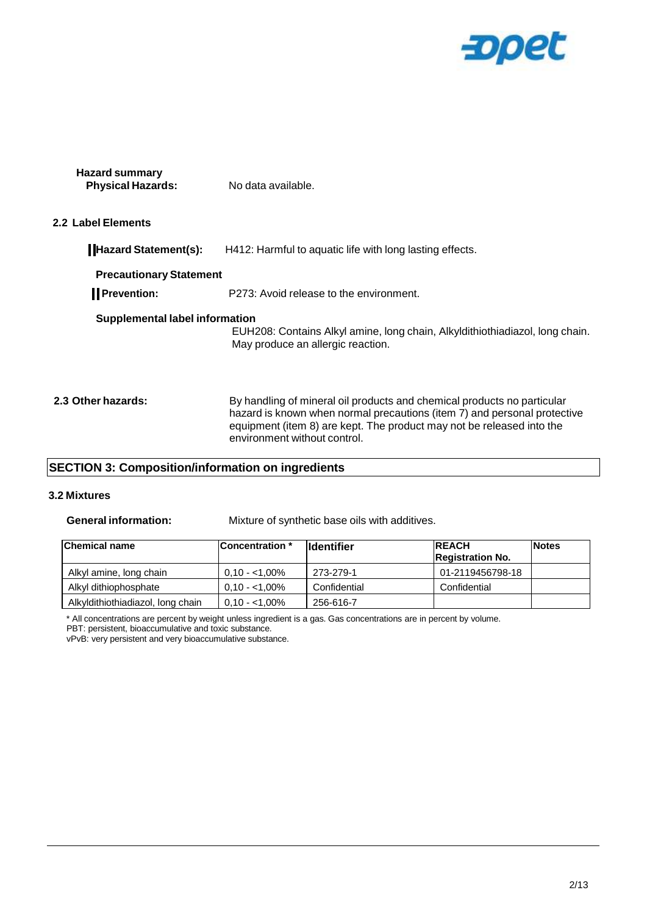**Hazard summary**

**Physical Hazards:** No data available.

### 2.2 Label Elements

**Hazard Statement(s):** H412: Harmful to aquatic life with long lasting effects.

**Precautionary Statement**

**Prevention:** P273: Avoid release to the environment.

**Supplemental label information**

EUH208: Contains Alkyl amine, long chain, Alkyldithiothiadiazol, long chain. May produce an allergic reaction.

**2.3 Other hazards:** By handling of mineral oil products and chemical products no particular hazard is known when normal precautions (item 7) and personal protective equipment (item 8) are kept. The product may not be released into the environment without control.

## SECTION 3: Composition/information on ingredients

### 3.2 Mixtures

**General information:** Mixture of synthetic base oils with additives.

| Chemical name | Concentration * | Identifier | REACH Registration No. | Notes |
|---|---|---|---|---|
| Alkyl amine, long chain | 0,10 - <1,00% | 273-279-1 | 01-2119456798-18 | |
| Alkyl dithiophosphate | 0,10 - <1,00% | Confidential | Confidential | |
| Alkyldithiothiadiazol, long chain | 0,10 - <1,00% | 256-616-7 | | |

* All concentrations are percent by weight unless ingredient is a gas. Gas concentrations are in percent by volume.
PBT: persistent, bioaccumulative and toxic substance.
vPvB: very persistent and very bioaccumulative substance.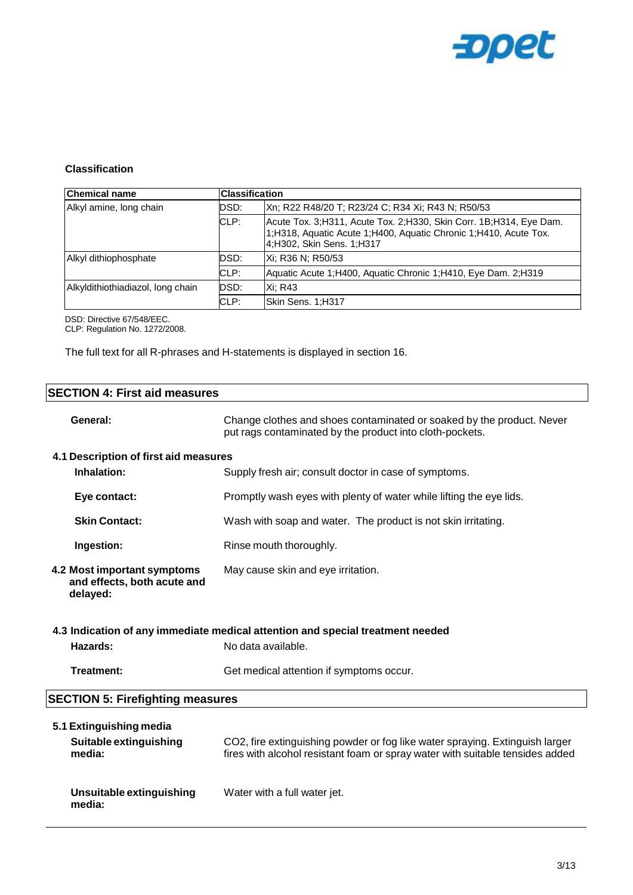### Classification

| Chemical name | Classification | |
|---|---|---|
| Alkyl amine, long chain | DSD: | Xn; R22 R48/20 T; R23/24 C; R34 Xi; R43 N; R50/53 |
| | CLP: | Acute Tox. 3;H311, Acute Tox. 2;H330, Skin Corr. 1B;H314, Eye Dam. 1;H318, Aquatic Acute 1;H400, Aquatic Chronic 1;H410, Acute Tox. 4;H302, Skin Sens. 1;H317 |
| Alkyl dithiophosphate | DSD: | Xi; R36 N; R50/53 |
| | CLP: | Aquatic Acute 1;H400, Aquatic Chronic 1;H410, Eye Dam. 2;H319 |
| Alkyldithiothiadiazol, long chain | DSD: | Xi; R43 |
| | CLP: | Skin Sens. 1;H317 |

DSD: Directive 67/548/EEC.
CLP: Regulation No. 1272/2008.

The full text for all R-phrases and H-statements is displayed in section 16.

## SECTION 4: First aid measures

**General:** Change clothes and shoes contaminated or soaked by the product. Never put rags contaminated by the product into cloth-pockets.

### 4.1 Description of first aid measures

**Inhalation:** Supply fresh air; consult doctor in case of symptoms.

**Eye contact:** Promptly wash eyes with plenty of water while lifting the eye lids.

**Skin Contact:** Wash with soap and water. The product is not skin irritating.

**Ingestion:** Rinse mouth thoroughly.

**4.2 Most important symptoms and effects, both acute and delayed:** May cause skin and eye irritation.

### 4.3 Indication of any immediate medical attention and special treatment needed

**Hazards:** No data available.

**Treatment:** Get medical attention if symptoms occur.

## SECTION 5: Firefighting measures

### 5.1 Extinguishing media

**Suitable extinguishing media:** $CO_2$, fire extinguishing powder or fog like water spraying. Extinguish larger fires with alcohol resistant foam or spray water with suitable tensides added

**Unsuitable extinguishing media:** Water with a full water jet.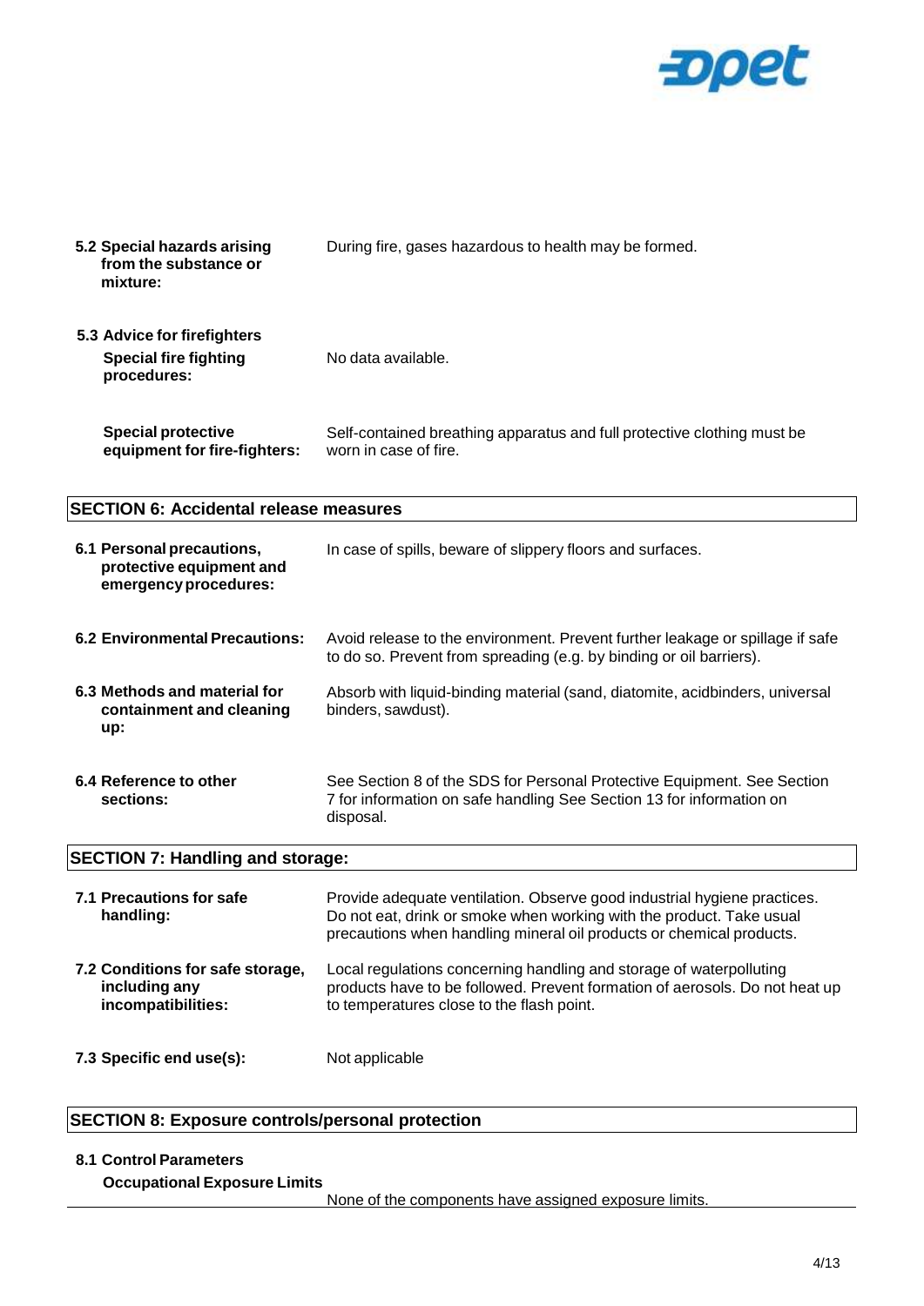**5.2 Special hazards arising from the substance or mixture:** During fire, gases hazardous to health may be formed.

**5.3 Advice for firefighters**

**Special fire fighting procedures:** No data available.

**Special protective equipment for fire-fighters:** Self-contained breathing apparatus and full protective clothing must be worn in case of fire.

## SECTION 6: Accidental release measures

**6.1 Personal precautions, protective equipment and emergency procedures:** In case of spills, beware of slippery floors and surfaces.

**6.2 Environmental Precautions:** Avoid release to the environment. Prevent further leakage or spillage if safe to do so. Prevent from spreading (e.g. by binding or oil barriers).

**6.3 Methods and material for containment and cleaning up:** Absorb with liquid-binding material (sand, diatomite, acidbinders, universal binders, sawdust).

**6.4 Reference to other sections:** See Section 8 of the SDS for Personal Protective Equipment. See Section 7 for information on safe handling See Section 13 for information on disposal.

## SECTION 7: Handling and storage:

**7.1 Precautions for safe handling:** Provide adequate ventilation. Observe good industrial hygiene practices. Do not eat, drink or smoke when working with the product. Take usual precautions when handling mineral oil products or chemical products.

**7.2 Conditions for safe storage, including any incompatibilities:** Local regulations concerning handling and storage of waterpolluting products have to be followed. Prevent formation of aerosols. Do not heat up to temperatures close to the flash point.

**7.3 Specific end use(s):** Not applicable

## SECTION 8: Exposure controls/personal protection

**8.1 Control Parameters**

**Occupational Exposure Limits**

None of the components have assigned exposure limits.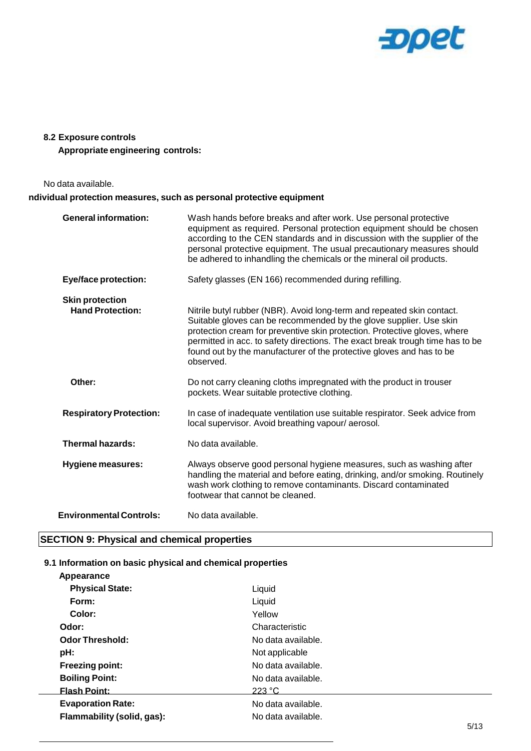### 8.2 Exposure controls

**Appropriate engineering controls:**

No data available.

**ndividual protection measures, such as personal protective equipment**

| | |
|---|---|
| **General information:** | Wash hands before breaks and after work. Use personal protective equipment as required. Personal protection equipment should be chosen according to the CEN standards and in discussion with the supplier of the personal protective equipment. The usual precautionary measures should be adhered to inhandling the chemicals or the mineral oil products. |
| **Eye/face protection:** | Safety glasses (EN 166) recommended during refilling. |
| **Skin protection** | |
| **Hand Protection:** | Nitrile butyl rubber (NBR). Avoid long-term and repeated skin contact. Suitable gloves can be recommended by the glove supplier. Use skin protection cream for preventive skin protection. Protective gloves, where permitted in acc. to safety directions. The exact break trough time has to be found out by the manufacturer of the protective gloves and has to be observed. |
| **Other:** | Do not carry cleaning cloths impregnated with the product in trouser pockets. Wear suitable protective clothing. |
| **Respiratory Protection:** | In case of inadequate ventilation use suitable respirator. Seek advice from local supervisor. Avoid breathing vapour/ aerosol. |
| **Thermal hazards:** | No data available. |
| **Hygiene measures:** | Always observe good personal hygiene measures, such as washing after handling the material and before eating, drinking, and/or smoking. Routinely wash work clothing to remove contaminants. Discard contaminated footwear that cannot be cleaned. |
| **Environmental Controls:** | No data available. |

## SECTION 9: Physical and chemical properties

### 9.1 Information on basic physical and chemical properties

| | |
|---|---|
| **Appearance** | |
| **Physical State:** | Liquid |
| **Form:** | Liquid |
| **Color:** | Yellow |
| **Odor:** | Characteristic |
| **Odor Threshold:** | No data available. |
| **pH:** | Not applicable |
| **Freezing point:** | No data available. |
| **Boiling Point:** | No data available. |
| **Flash Point:** | 223 °C |
| **Evaporation Rate:** | No data available. |
| **Flammability (solid, gas):** | No data available. |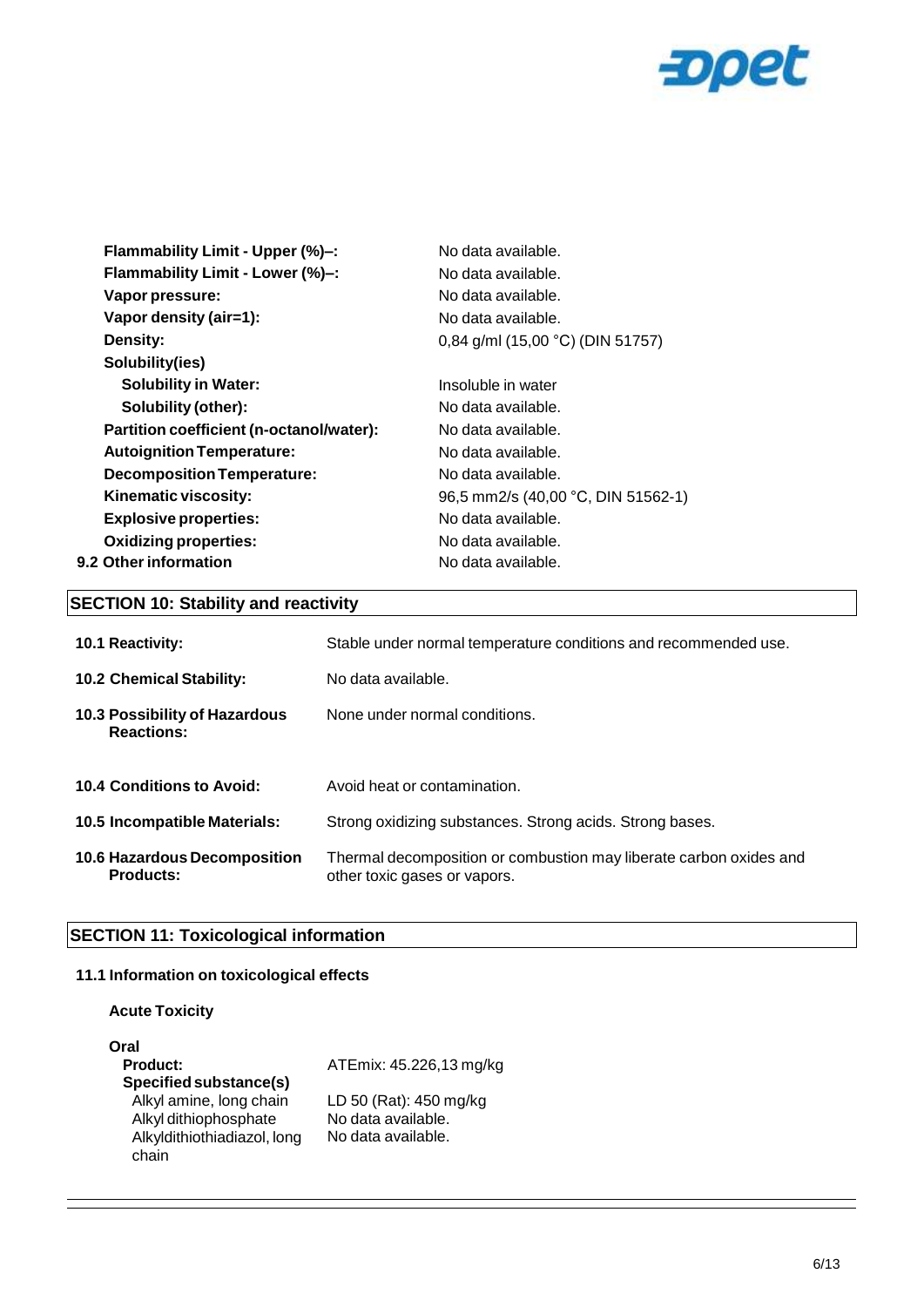| | |
|---|---|
| **Flammability Limit - Upper (%)–:** | No data available. |
| **Flammability Limit - Lower (%)–:** | No data available. |
| **Vapor pressure:** | No data available. |
| **Vapor density (air=1):** | No data available. |
| **Density:** | 0,84 g/ml (15,00 °C) (DIN 51757) |
| **Solubility(ies)** | |
| **Solubility in Water:** | Insoluble in water |
| **Solubility (other):** | No data available. |
| **Partition coefficient (n-octanol/water):** | No data available. |
| **Autoignition Temperature:** | No data available. |
| **Decomposition Temperature:** | No data available. |
| **Kinematic viscosity:** | 96,5 mm2/s (40,00 °C, DIN 51562-1) |
| **Explosive properties:** | No data available. |
| **Oxidizing properties:** | No data available. |
| **9.2 Other information** | No data available. |

## SECTION 10: Stability and reactivity

| | |
|---|---|
| **10.1 Reactivity:** | Stable under normal temperature conditions and recommended use. |
| **10.2 Chemical Stability:** | No data available. |
| **10.3 Possibility of Hazardous Reactions:** | None under normal conditions. |
| **10.4 Conditions to Avoid:** | Avoid heat or contamination. |
| **10.5 Incompatible Materials:** | Strong oxidizing substances. Strong acids. Strong bases. |
| **10.6 Hazardous Decomposition Products:** | Thermal decomposition or combustion may liberate carbon oxides and other toxic gases or vapors. |

## SECTION 11: Toxicological information

### 11.1 Information on toxicological effects

**Acute Toxicity**

**Oral**

| | |
|---|---|
| **Product:** | ATEmix: 45.226,13 mg/kg |
| **Specified substance(s)** | |
| Alkyl amine, long chain | LD 50 (Rat): 450 mg/kg |
| Alkyl dithiophosphate | No data available. |
| Alkyldithiothiadiazol, long chain | No data available. |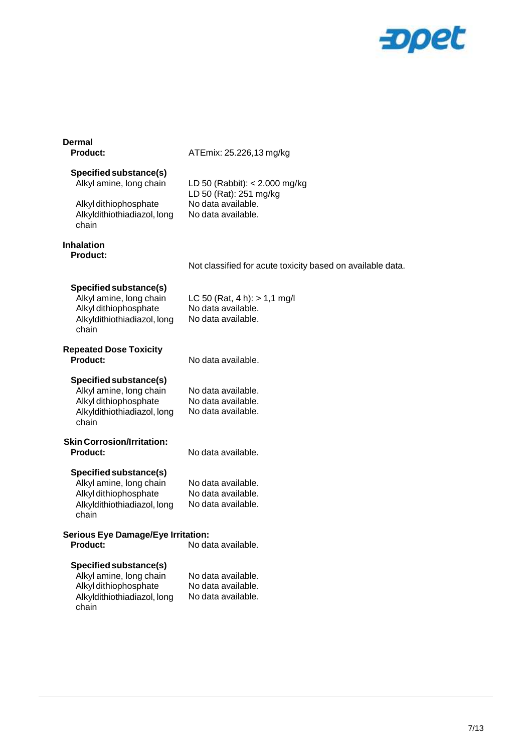**Dermal**

**Product:** ATEmix: 25.226,13 mg/kg

**Specified substance(s)**

| | |
|---|---|
| Alkyl amine, long chain | LD 50 (Rabbit): < 2.000 mg/kg<br>LD 50 (Rat): 251 mg/kg |
| Alkyl dithiophosphate | No data available. |
| Alkyldithiothiadiazol, long chain | No data available. |

**Inhalation**

**Product:** Not classified for acute toxicity based on available data.

**Specified substance(s)**

| | |
|---|---|
| Alkyl amine, long chain | LC 50 (Rat, 4 h): > 1,1 mg/l |
| Alkyl dithiophosphate | No data available. |
| Alkyldithiothiadiazol, long chain | No data available. |

**Repeated Dose Toxicity**

**Product:** No data available.

**Specified substance(s)**

| | |
|---|---|
| Alkyl amine, long chain | No data available. |
| Alkyl dithiophosphate | No data available. |
| Alkyldithiothiadiazol, long chain | No data available. |

**Skin Corrosion/Irritation:**

**Product:** No data available.

**Specified substance(s)**

| | |
|---|---|
| Alkyl amine, long chain | No data available. |
| Alkyl dithiophosphate | No data available. |
| Alkyldithiothiadiazol, long chain | No data available. |

**Serious Eye Damage/Eye Irritation:**

**Product:** No data available.

**Specified substance(s)**

| | |
|---|---|
| Alkyl amine, long chain | No data available. |
| Alkyl dithiophosphate | No data available. |
| Alkyldithiothiadiazol, long chain | No data available. |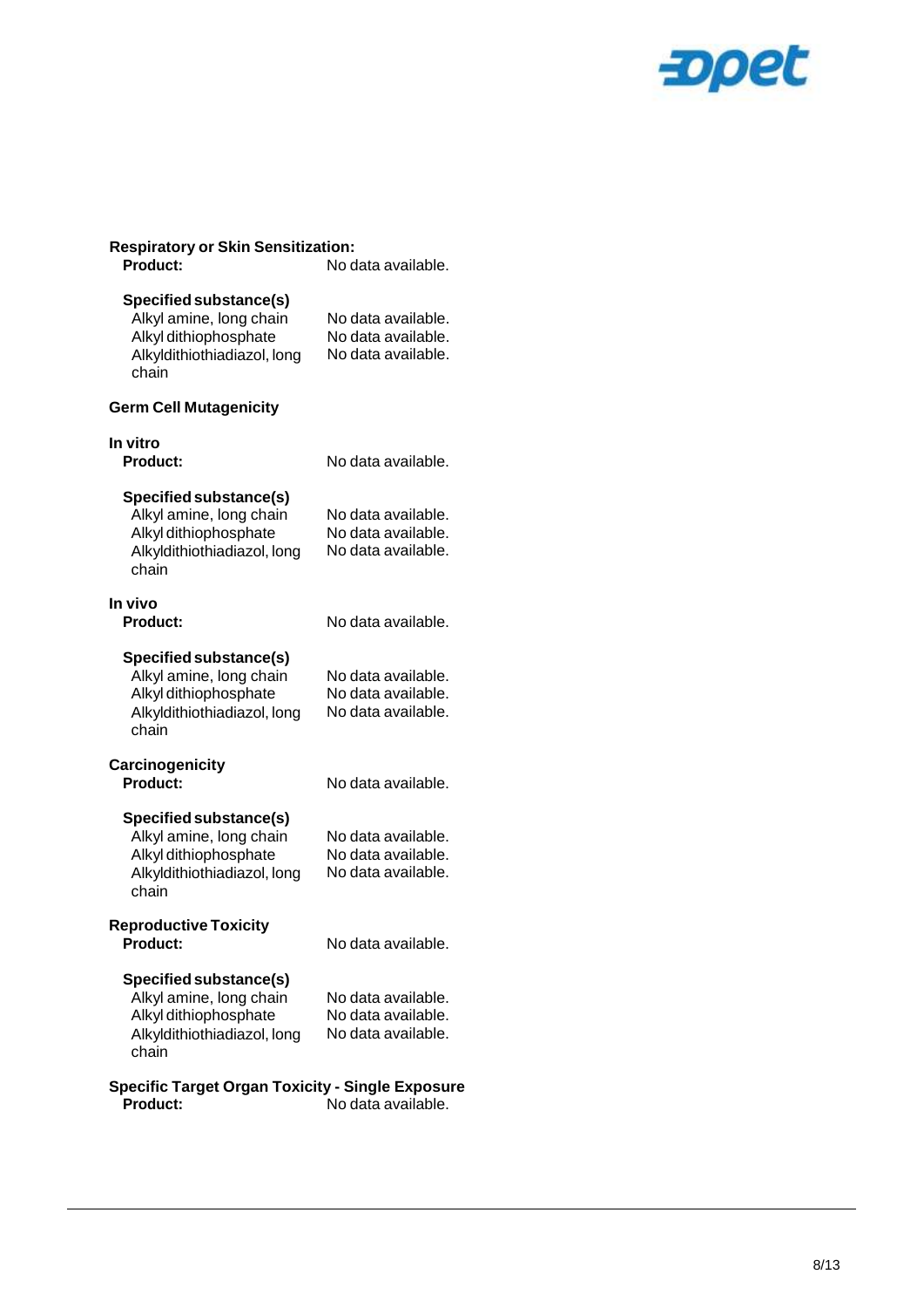**Respiratory or Skin Sensitization:**

**Product:** No data available.

**Specified substance(s)**

| | |
|---|---|
| Alkyl amine, long chain | No data available. |
| Alkyl dithiophosphate | No data available. |
| Alkyldithiothiadiazol, long chain | No data available. |

**Germ Cell Mutagenicity**

**In vitro**

**Product:** No data available.

**Specified substance(s)**

| | |
|---|---|
| Alkyl amine, long chain | No data available. |
| Alkyl dithiophosphate | No data available. |
| Alkyldithiothiadiazol, long chain | No data available. |

**In vivo**

**Product:** No data available.

**Specified substance(s)**

| | |
|---|---|
| Alkyl amine, long chain | No data available. |
| Alkyl dithiophosphate | No data available. |
| Alkyldithiothiadiazol, long chain | No data available. |

**Carcinogenicity**

**Product:** No data available.

**Specified substance(s)**

| | |
|---|---|
| Alkyl amine, long chain | No data available. |
| Alkyl dithiophosphate | No data available. |
| Alkyldithiothiadiazol, long chain | No data available. |

**Reproductive Toxicity**

**Product:** No data available.

**Specified substance(s)**

| | |
|---|---|
| Alkyl amine, long chain | No data available. |
| Alkyl dithiophosphate | No data available. |
| Alkyldithiothiadiazol, long chain | No data available. |

**Specific Target Organ Toxicity - Single Exposure**

**Product:** No data available.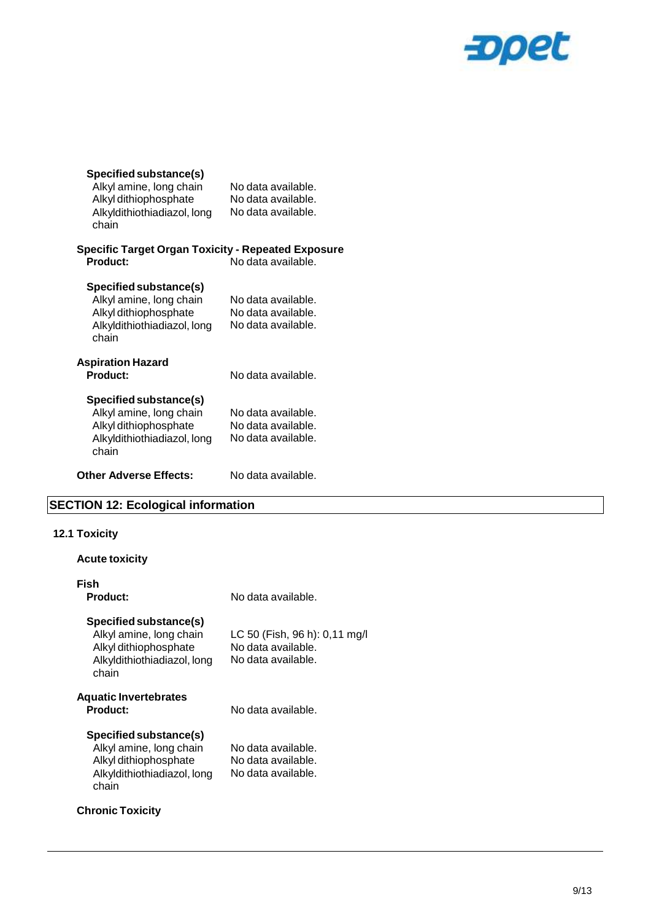**Specified substance(s)**

| | |
|---|---|
| Alkyl amine, long chain | No data available. |
| Alkyl dithiophosphate | No data available. |
| Alkyldithiothiadiazol, long chain | No data available. |

**Specific Target Organ Toxicity - Repeated Exposure**

**Product:** No data available.

**Specified substance(s)**

| | |
|---|---|
| Alkyl amine, long chain | No data available. |
| Alkyl dithiophosphate | No data available. |
| Alkyldithiothiadiazol, long chain | No data available. |

**Aspiration Hazard**

**Product:** No data available.

**Specified substance(s)**

| | |
|---|---|
| Alkyl amine, long chain | No data available. |
| Alkyl dithiophosphate | No data available. |
| Alkyldithiothiadiazol, long chain | No data available. |

**Other Adverse Effects:** No data available.

## SECTION 12: Ecological information

### 12.1 Toxicity

**Acute toxicity**

**Fish**

**Product:** No data available.

**Specified substance(s)**

| | |
|---|---|
| Alkyl amine, long chain | LC 50 (Fish, 96 h): 0,11 mg/l |
| Alkyl dithiophosphate | No data available. |
| Alkyldithiothiadiazol, long chain | No data available. |

**Aquatic Invertebrates**

**Product:** No data available.

**Specified substance(s)**

| | |
|---|---|
| Alkyl amine, long chain | No data available. |
| Alkyl dithiophosphate | No data available. |
| Alkyldithiothiadiazol, long chain | No data available. |

**Chronic Toxicity**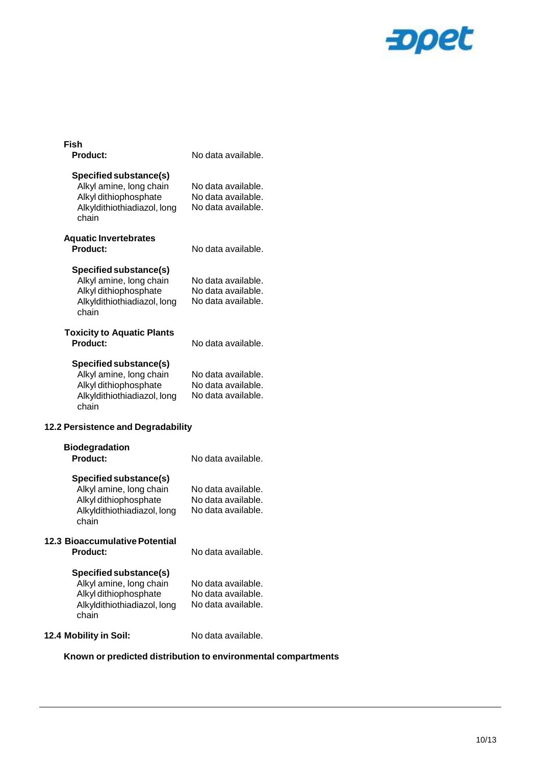**Fish**

| | |
|---|---|
| **Product:** | No data available. |

**Specified substance(s)**

| | |
|---|---|
| Alkyl amine, long chain | No data available. |
| Alkyl dithiophosphate | No data available. |
| Alkyldithiothiadiazol, long chain | No data available. |

**Aquatic Invertebrates**

| | |
|---|---|
| **Product:** | No data available. |

**Specified substance(s)**

| | |
|---|---|
| Alkyl amine, long chain | No data available. |
| Alkyl dithiophosphate | No data available. |
| Alkyldithiothiadiazol, long chain | No data available. |

**Toxicity to Aquatic Plants**

| | |
|---|---|
| **Product:** | No data available. |

**Specified substance(s)**

| | |
|---|---|
| Alkyl amine, long chain | No data available. |
| Alkyl dithiophosphate | No data available. |
| Alkyldithiothiadiazol, long chain | No data available. |

## 12.2 Persistence and Degradability

**Biodegradation**

| | |
|---|---|
| **Product:** | No data available. |

**Specified substance(s)**

| | |
|---|---|
| Alkyl amine, long chain | No data available. |
| Alkyl dithiophosphate | No data available. |
| Alkyldithiothiadiazol, long chain | No data available. |

## 12.3 Bioaccumulative Potential

| | |
|---|---|
| **Product:** | No data available. |

**Specified substance(s)**

| | |
|---|---|
| Alkyl amine, long chain | No data available. |
| Alkyl dithiophosphate | No data available. |
| Alkyldithiothiadiazol, long chain | No data available. |

## 12.4 Mobility in Soil:

No data available.

**Known or predicted distribution to environmental compartments**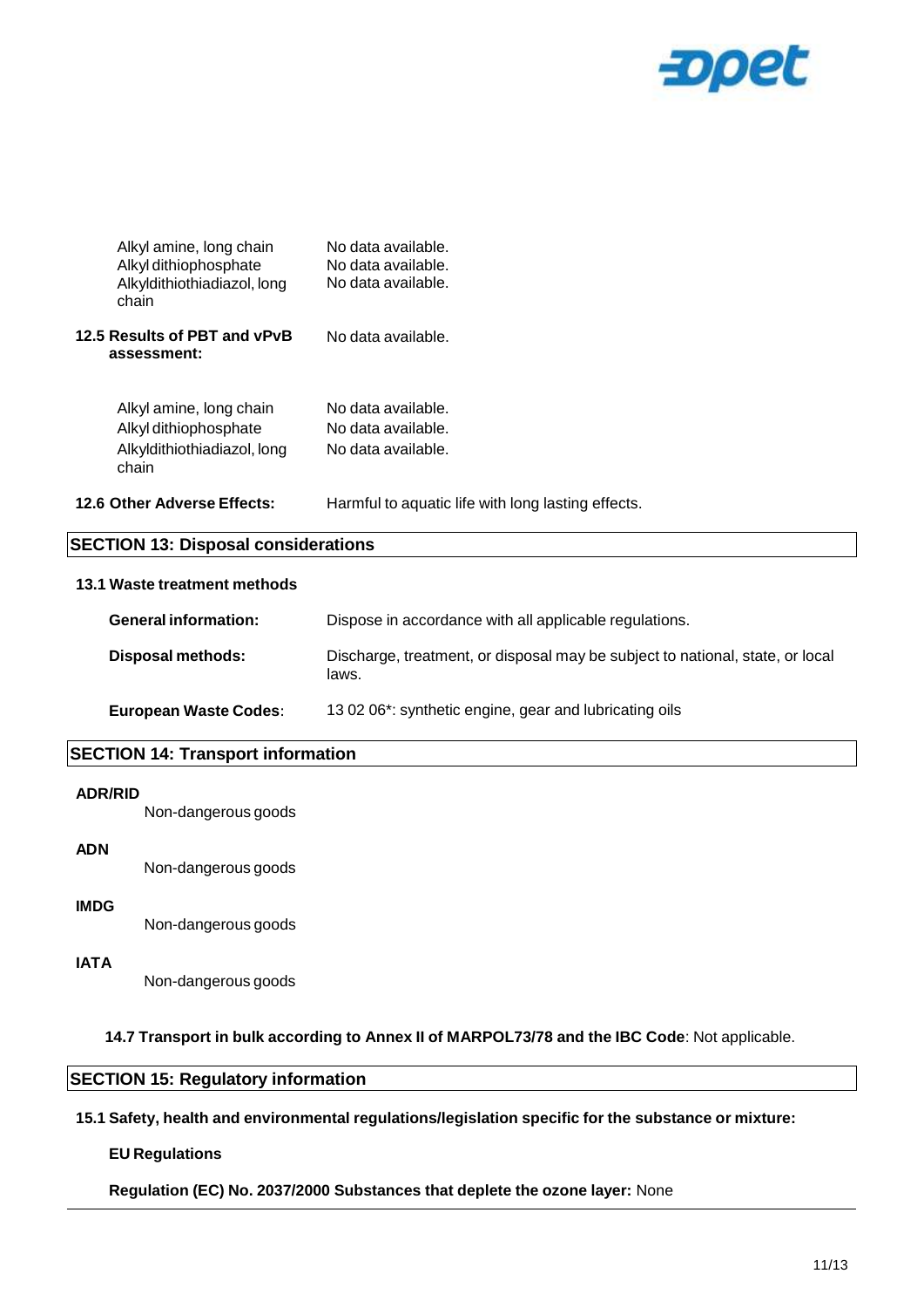| | |
|---|---|
| Alkyl amine, long chain | No data available. |
| Alkyl dithiophosphate | No data available. |
| Alkyldithiothiadiazol, long chain | No data available. |

**12.5 Results of PBT and vPvB assessment:** No data available.

| | |
|---|---|
| Alkyl amine, long chain | No data available. |
| Alkyl dithiophosphate | No data available. |
| Alkyldithiothiadiazol, long chain | No data available. |

**12.6 Other Adverse Effects:** Harmful to aquatic life with long lasting effects.

## SECTION 13: Disposal considerations

### 13.1 Waste treatment methods

**General information:** Dispose in accordance with all applicable regulations.

**Disposal methods:** Discharge, treatment, or disposal may be subject to national, state, or local laws.

**European Waste Codes**: 13 02 06*: synthetic engine, gear and lubricating oils

## SECTION 14: Transport information

**ADR/RID**

Non-dangerous goods

**ADN**

Non-dangerous goods

**IMDG**

Non-dangerous goods

**IATA**

Non-dangerous goods

**14.7 Transport in bulk according to Annex II of MARPOL73/78 and the IBC Code**: Not applicable.

## SECTION 15: Regulatory information

**15.1 Safety, health and environmental regulations/legislation specific for the substance or mixture:**

**EU Regulations**

**Regulation (EC) No. 2037/2000 Substances that deplete the ozone layer:** None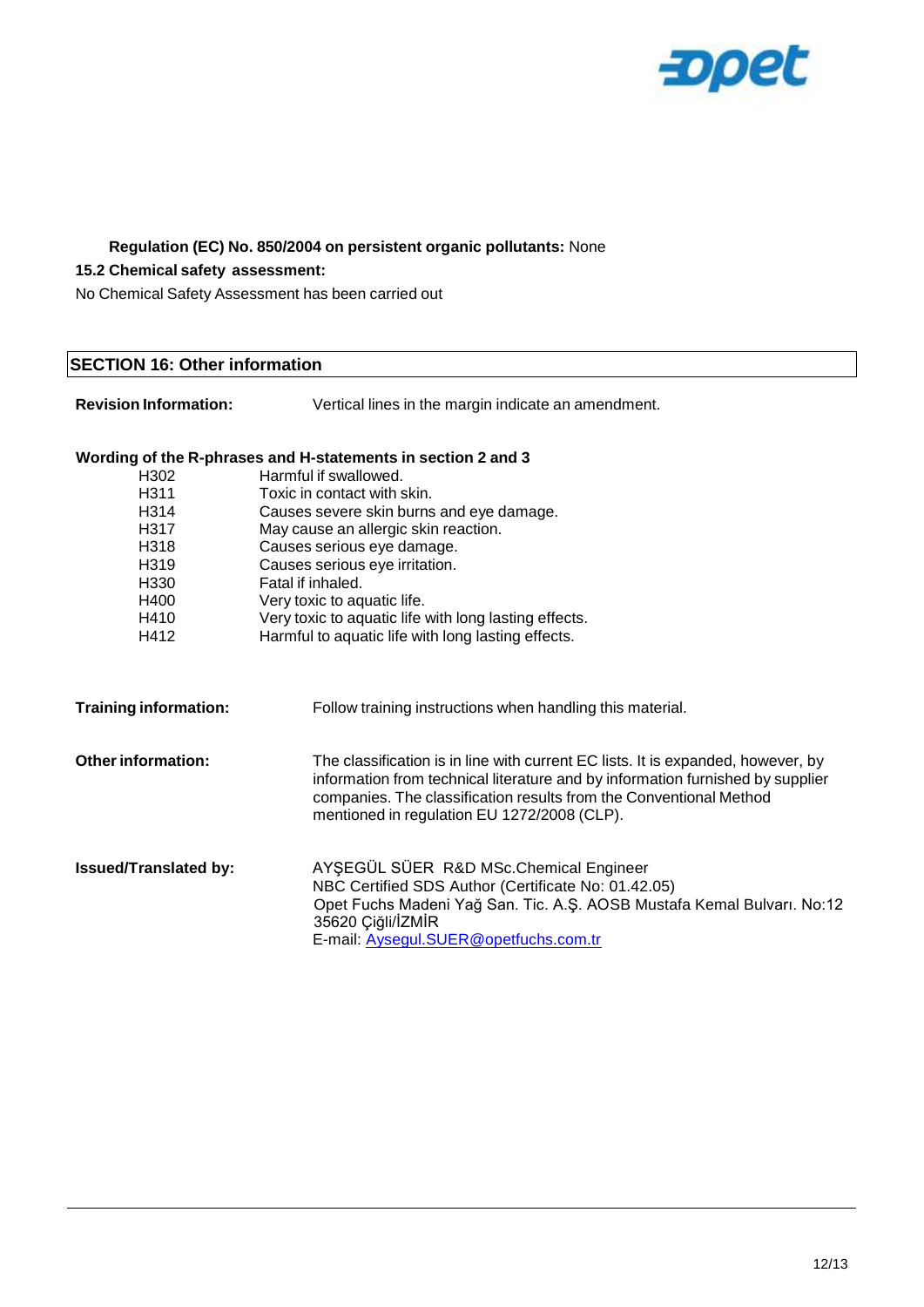**Regulation (EC) No. 850/2004 on persistent organic pollutants:** None

**15.2 Chemical safety assessment:**

No Chemical Safety Assessment has been carried out

## SECTION 16: Other information

**Revision Information:** Vertical lines in the margin indicate an amendment.

**Wording of the R-phrases and H-statements in section 2 and 3**

| | |
|---|---|
| H302 | Harmful if swallowed. |
| H311 | Toxic in contact with skin. |
| H314 | Causes severe skin burns and eye damage. |
| H317 | May cause an allergic skin reaction. |
| H318 | Causes serious eye damage. |
| H319 | Causes serious eye irritation. |
| H330 | Fatal if inhaled. |
| H400 | Very toxic to aquatic life. |
| H410 | Very toxic to aquatic life with long lasting effects. |
| H412 | Harmful to aquatic life with long lasting effects. |

**Training information:** Follow training instructions when handling this material.

**Other information:** The classification is in line with current EC lists. It is expanded, however, by information from technical literature and by information furnished by supplier companies. The classification results from the Conventional Method mentioned in regulation EU 1272/2008 (CLP).

**Issued/Translated by:** AYŞEGÜL SÜER R&D MSc.Chemical Engineer
NBC Certified SDS Author (Certificate No: 01.42.05)
Opet Fuchs Madeni Yağ San. Tic. A.Ş. AOSB Mustafa Kemal Bulvarı. No:12
35620 Çiğli/İZMİR
E-mail: Aysegul.SUER@opetfuchs.com.tr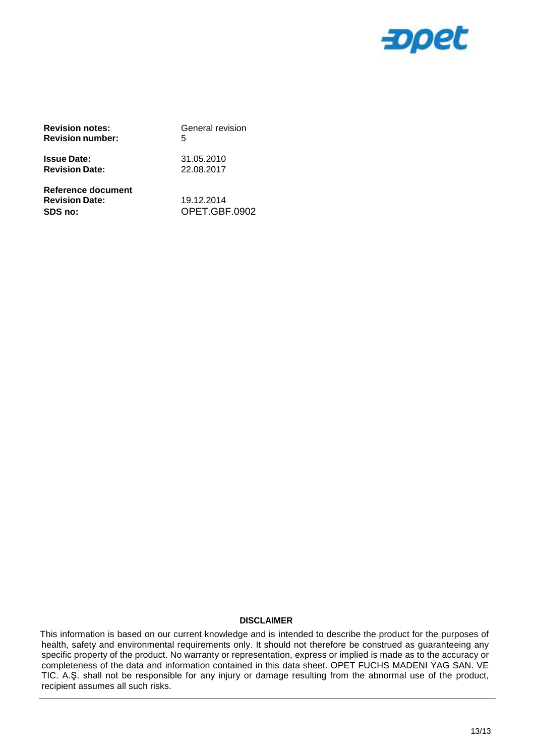| | |
|---|---|
| **Revision notes:** | General revision |
| **Revision number:** | 5 |
| **Issue Date:** | 31.05.2010 |
| **Revision Date:** | 22.08.2017 |
| **Reference document** | |
| **Revision Date:** | 19.12.2014 |
| **SDS no:** | OPET.GBF.0902 |

**DISCLAIMER**

This information is based on our current knowledge and is intended to describe the product for the purposes of health, safety and environmental requirements only. It should not therefore be construed as guaranteeing any specific property of the product. No warranty or representation, express or implied is made as to the accuracy or completeness of the data and information contained in this data sheet. OPET FUCHS MADENI YAG SAN. VE TIC. A.Ş. shall not be responsible for any injury or damage resulting from the abnormal use of the product, recipient assumes all such risks.